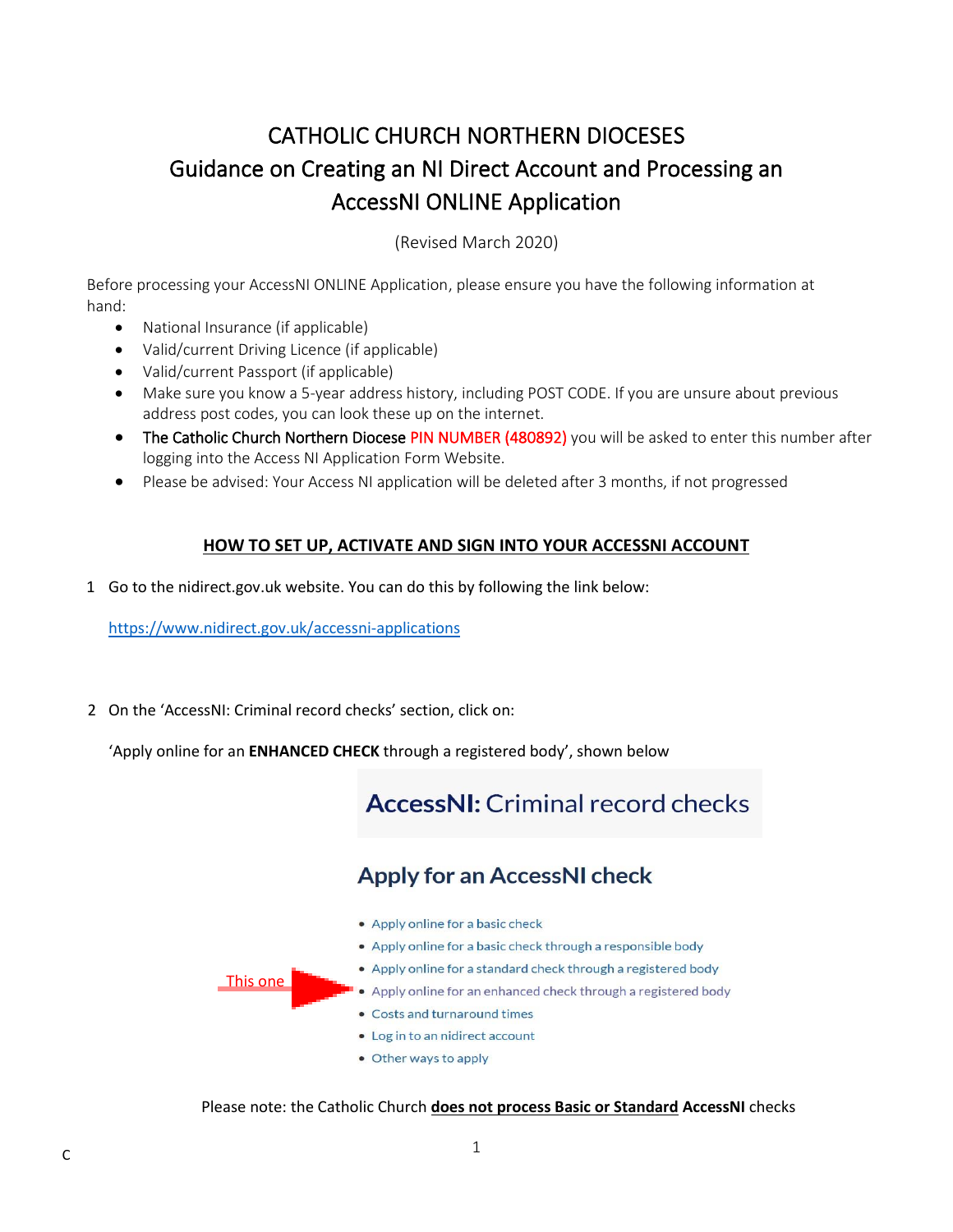# CATHOLIC CHURCH NORTHERN DIOCESES
# Guidance on Creating an NI Direct Account and Processing an AccessNI ONLINE Application

(Revised March 2020)

Before processing your AccessNI ONLINE Application, please ensure you have the following information at hand:

- National Insurance (if applicable)
- Valid/current Driving Licence (if applicable)
- Valid/current Passport (if applicable)
- Make sure you know a 5-year address history, including POST CODE. If you are unsure about previous address post codes, you can look these up on the internet.
- The Catholic Church Northern Diocese PIN NUMBER (480892) you will be asked to enter this number after logging into the Access NI Application Form Website.
- Please be advised: Your Access NI application will be deleted after 3 months, if not progressed

## HOW TO SET UP, ACTIVATE AND SIGN INTO YOUR ACCESSNI ACCOUNT

1 Go to the nidirect.gov.uk website. You can do this by following the link below:

https://www.nidirect.gov.uk/accessni-applications

2 On the 'AccessNI: Criminal record checks' section, click on:

'Apply online for an **ENHANCED CHECK** through a registered body', shown below

**AccessNI:** Criminal record checks

### Apply for an AccessNI check

- Apply online for a basic check
- Apply online for a basic check through a responsible body
- Apply online for a standard check through a registered body
- Apply online for an enhanced check through a registered body ← This one
- Costs and turnaround times
- Log in to an nidirect account
- Other ways to apply

Please note: the Catholic Church **does not process Basic or Standard AccessNI** checks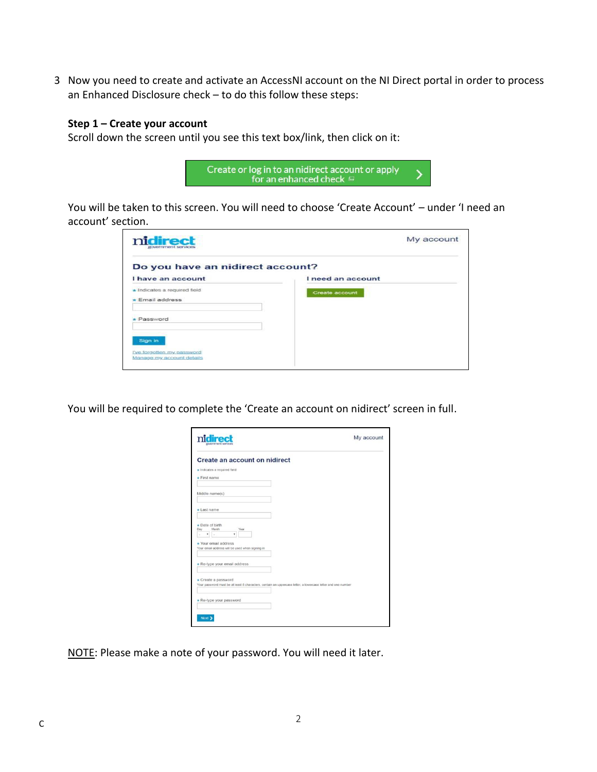3 Now you need to create and activate an AccessNI account on the NI Direct portal in order to process an Enhanced Disclosure check – to do this follow these steps:

**Step 1 – Create your account**

Scroll down the screen until you see this text box/link, then click on it:

Create or log in to an nidirect account or apply for an enhanced check

You will be taken to this screen. You will need to choose 'Create Account' – under 'I need an account' section.

You will be required to complete the 'Create an account on nidirect' screen in full.

NOTE: Please make a note of your password. You will need it later.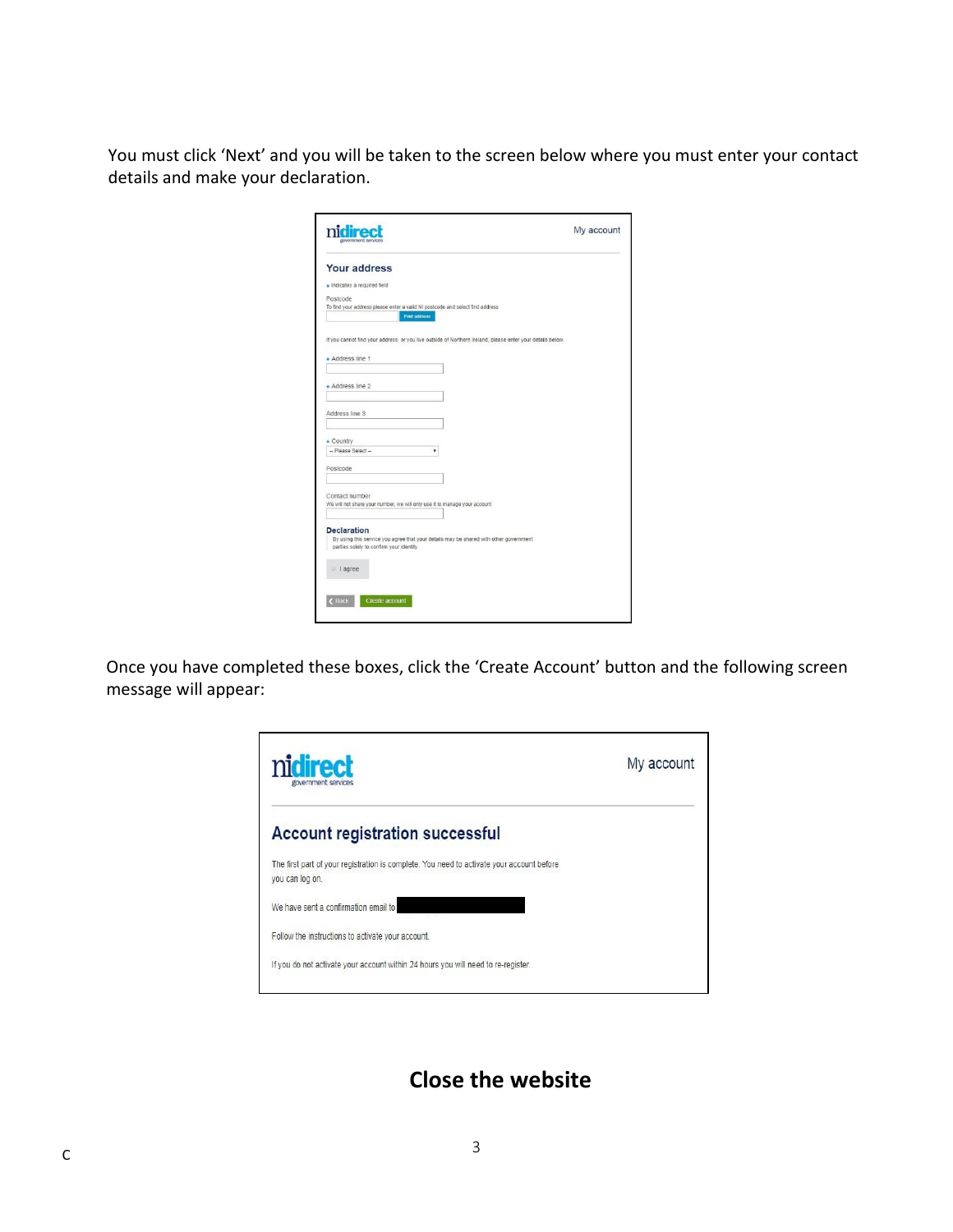You must click 'Next' and you will be taken to the screen below where you must enter your contact details and make your declaration.

Once you have completed these boxes, click the 'Create Account' button and the following screen message will appear:

## Close the website

c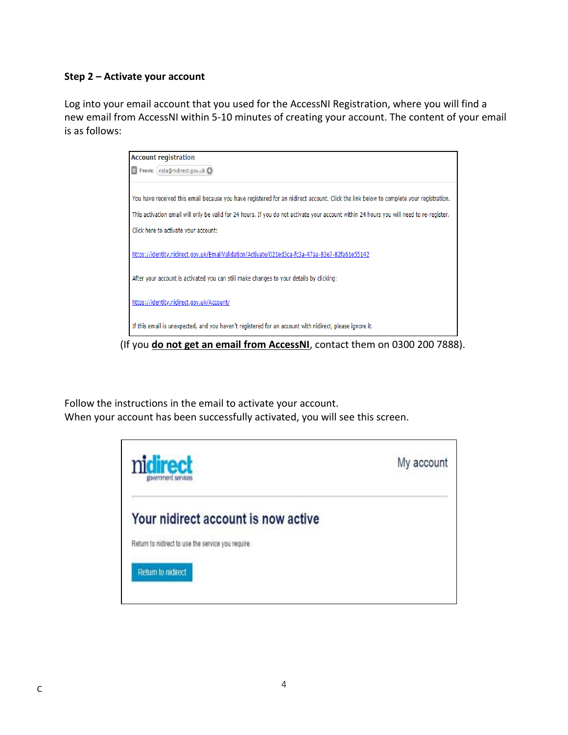**Step 2 – Activate your account**

Log into your email account that you used for the AccessNI Registration, where you will find a new email from AccessNI within 5-10 minutes of creating your account. The content of your email is as follows:

> **Account registration**
> From: nida@nidirect.gov.uk
>
> You have received this email because you have registered for an nidirect account. Click the link below to complete your registration.
>
> This activation email will only be valid for 24 hours. If you do not activate your account within 24 hours you will need to re-register.
>
> Click here to activate your account:
>
> https://identity.nidirect.gov.uk/EmailValidation/Activate/021ed3ca-fc3a-47aa-83e7-82fa61e55142
>
> After your account is activated you can still make changes to your details by clicking:
>
> https://identity.nidirect.gov.uk/Account/
>
> If this email is unexpected, and you haven't registered for an account with nidirect, please ignore it.

(If you **do not get an email from AccessNI**, contact them on 0300 200 7888).

Follow the instructions in the email to activate your account.
When your account has been successfully activated, you will see this screen.

> nidirect government services — My account
>
> **Your nidirect account is now active**
>
> Return to nidirect to use the service you require.
>
> Return to nidirect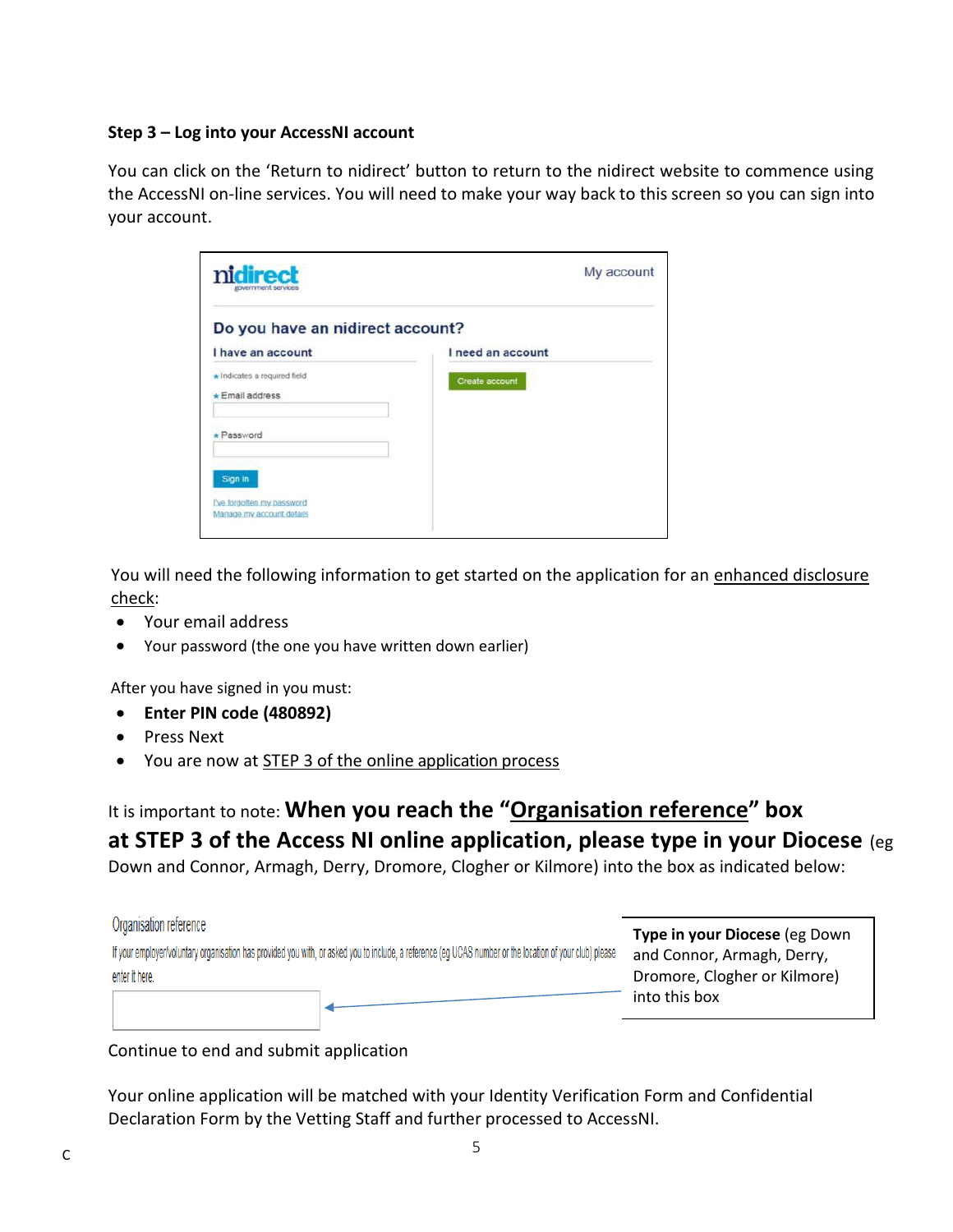**Step 3 – Log into your AccessNI account**

You can click on the 'Return to nidirect' button to return to the nidirect website to commence using the AccessNI on-line services. You will need to make your way back to this screen so you can sign into your account.

nidirect
government services

My account

Do you have an nidirect account?

I have an account

* Indicates a required field

* Email address

* Password

Sign in

I've forgotten my password

Manage my account details

I need an account

Create account

You will need the following information to get started on the application for an enhanced disclosure check:

- Your email address
- Your password (the one you have written down earlier)

After you have signed in you must:

- **Enter PIN code (480892)**
- Press Next
- You are now at STEP 3 of the online application process

It is important to note: **When you reach the "Organisation reference" box at STEP 3 of the Access NI online application, please type in your Diocese** (eg Down and Connor, Armagh, Derry, Dromore, Clogher or Kilmore) into the box as indicated below:

Organisation reference

If your employer/voluntary organisation has provided you with, or asked you to include, a reference (eg UCAS number or the location of your club) please enter it here.

**Type in your Diocese** (eg Down and Connor, Armagh, Derry, Dromore, Clogher or Kilmore) into this box

Continue to end and submit application

Your online application will be matched with your Identity Verification Form and Confidential Declaration Form by the Vetting Staff and further processed to AccessNI.

C